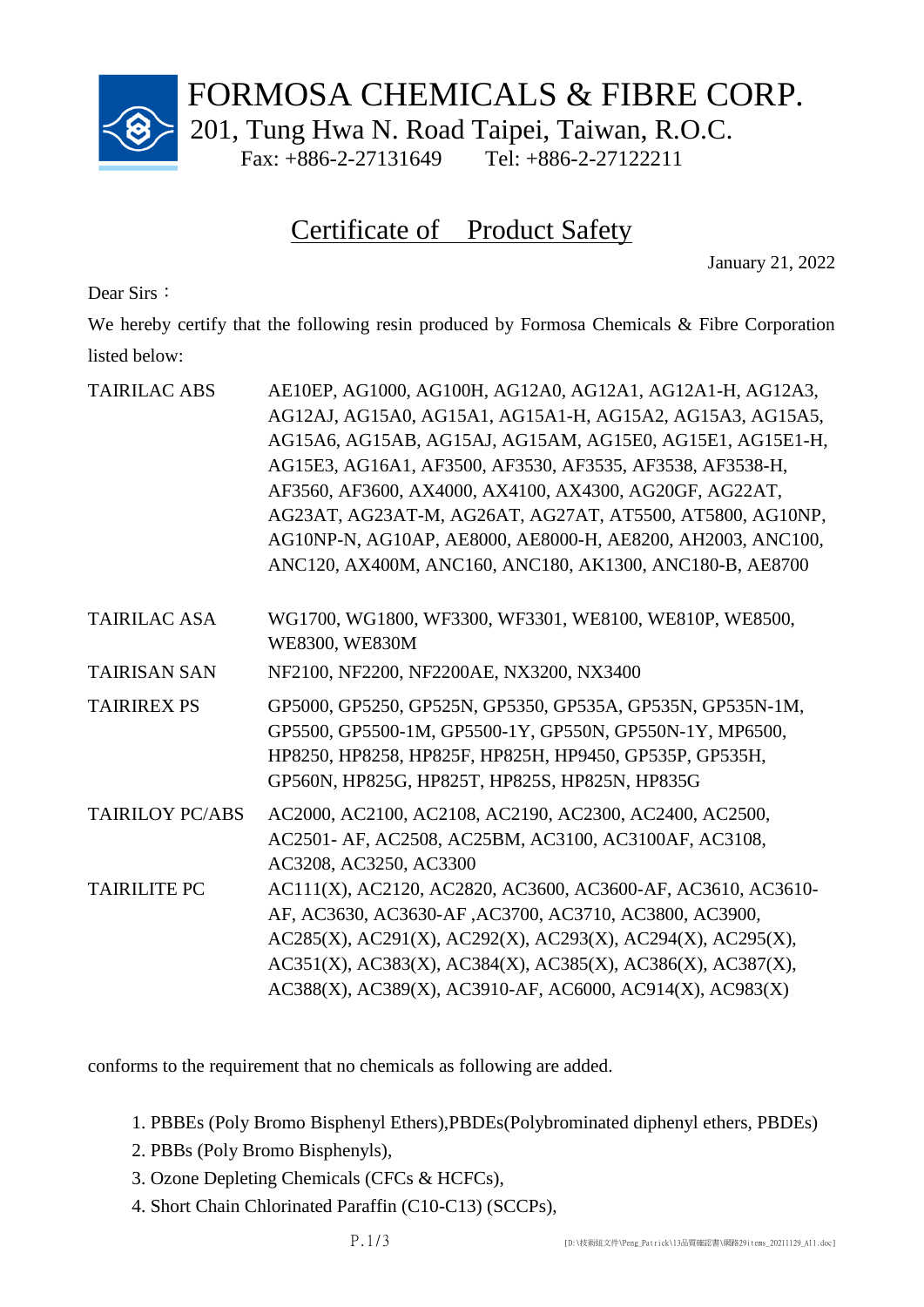# FORMOSA CHEMICALS & FIBRE CORP.

201, Tung Hwa N. Road Taipei, Taiwan, R.O.C.

Fax: +886-2-27131649 Tel: +886-2-27122211

## Certificate of Product Safety

January 21, 2022

Dear Sirs：

We hereby certify that the following resin produced by Formosa Chemicals & Fibre Corporation listed below:

| | |
|---|---|
| TAIRILAC ABS | AE10EP, AG1000, AG100H, AG12A0, AG12A1, AG12A1-H, AG12A3, AG12AJ, AG15A0, AG15A1, AG15A1-H, AG15A2, AG15A3, AG15A5, AG15A6, AG15AB, AG15AJ, AG15AM, AG15E0, AG15E1, AG15E1-H, AG15E3, AG16A1, AF3500, AF3530, AF3535, AF3538, AF3538-H, AF3560, AF3600, AX4000, AX4100, AX4300, AG20GF, AG22AT, AG23AT, AG23AT-M, AG26AT, AG27AT, AT5500, AT5800, AG10NP, AG10NP-N, AG10AP, AE8000, AE8000-H, AE8200, AH2003, ANC100, ANC120, AX400M, ANC160, ANC180, AK1300, ANC180-B, AE8700 |
| TAIRILAC ASA | WG1700, WG1800, WF3300, WF3301, WE8100, WE810P, WE8500, WE8300, WE830M |
| TAIRISAN SAN | NF2100, NF2200, NF2200AE, NX3200, NX3400 |
| TAIRIREX PS | GP5000, GP5250, GP525N, GP5350, GP535A, GP535N, GP535N-1M, GP5500, GP5500-1M, GP5500-1Y, GP550N, GP550N-1Y, MP6500, HP8250, HP8258, HP825F, HP825H, HP9450, GP535P, GP535H, GP560N, HP825G, HP825T, HP825S, HP825N, HP835G |
| TAIRILOY PC/ABS | AC2000, AC2100, AC2108, AC2190, AC2300, AC2400, AC2500, AC2501- AF, AC2508, AC25BM, AC3100, AC3100AF, AC3108, AC3208, AC3250, AC3300 |
| TAIRILITE PC | AC111(X), AC2120, AC2820, AC3600, AC3600-AF, AC3610, AC3610-AF, AC3630, AC3630-AF ,AC3700, AC3710, AC3800, AC3900, AC285(X), AC291(X), AC292(X), AC293(X), AC294(X), AC295(X), AC351(X), AC383(X), AC384(X), AC385(X), AC386(X), AC387(X), AC388(X), AC389(X), AC3910-AF, AC6000, AC914(X), AC983(X) |

conforms to the requirement that no chemicals as following are added.

1. PBBEs (Poly Bromo Bisphenyl Ethers),PBDEs(Polybrominated diphenyl ethers, PBDEs)
2. PBBs (Poly Bromo Bisphenyls),
3. Ozone Depleting Chemicals (CFCs & HCFCs),
4. Short Chain Chlorinated Paraffin (C10-C13) (SCCPs),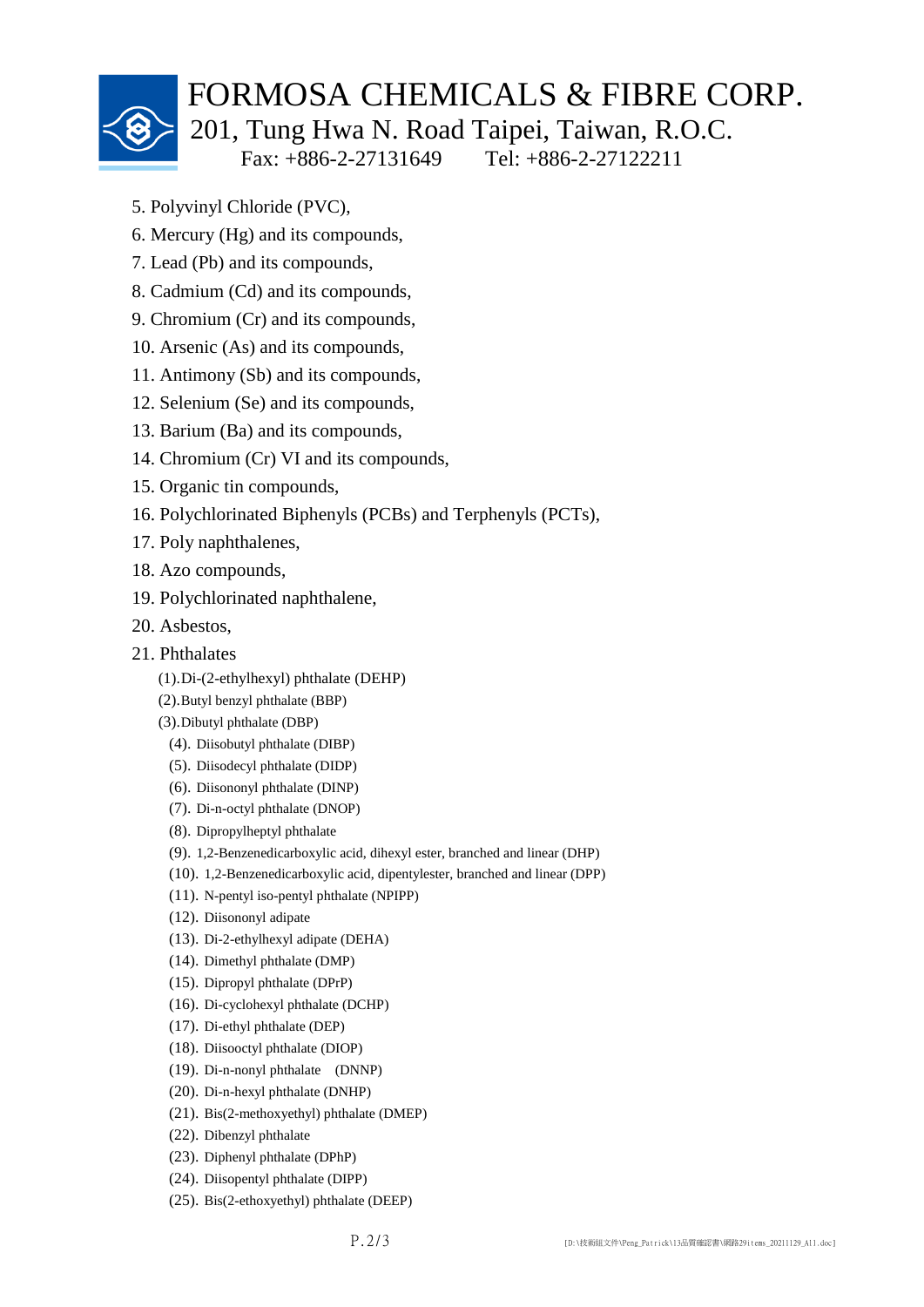5. Polyvinyl Chloride (PVC),
6. Mercury (Hg) and its compounds,
7. Lead (Pb) and its compounds,
8. Cadmium (Cd) and its compounds,
9. Chromium (Cr) and its compounds,
10. Arsenic (As) and its compounds,
11. Antimony (Sb) and its compounds,
12. Selenium (Se) and its compounds,
13. Barium (Ba) and its compounds,
14. Chromium (Cr) VI and its compounds,
15. Organic tin compounds,
16. Polychlorinated Biphenyls (PCBs) and Terphenyls (PCTs),
17. Poly naphthalenes,
18. Azo compounds,
19. Polychlorinated naphthalene,
20. Asbestos,
21. Phthalates
    - (1).Di-(2-ethylhexyl) phthalate (DEHP)
    - (2).Butyl benzyl phthalate (BBP)
    - (3).Dibutyl phthalate (DBP)
    - (4). Diisobutyl phthalate (DIBP)
    - (5). Diisodecyl phthalate (DIDP)
    - (6). Diisononyl phthalate (DINP)
    - (7). Di-n-octyl phthalate (DNOP)
    - (8). Dipropylheptyl phthalate
    - (9). 1,2-Benzenedicarboxylic acid, dihexyl ester, branched and linear (DHP)
    - (10). 1,2-Benzenedicarboxylic acid, dipentylester, branched and linear (DPP)
    - (11). N-pentyl iso-pentyl phthalate (NPIPP)
    - (12). Diisononyl adipate
    - (13). Di-2-ethylhexyl adipate (DEHA)
    - (14). Dimethyl phthalate (DMP)
    - (15). Dipropyl phthalate (DPrP)
    - (16). Di-cyclohexyl phthalate (DCHP)
    - (17). Di-ethyl phthalate (DEP)
    - (18). Diisooctyl phthalate (DIOP)
    - (19). Di-n-nonyl phthalate (DNNP)
    - (20). Di-n-hexyl phthalate (DNHP)
    - (21). Bis(2-methoxyethyl) phthalate (DMEP)
    - (22). Dibenzyl phthalate
    - (23). Diphenyl phthalate (DPhP)
    - (24). Diisopentyl phthalate (DIPP)
    - (25). Bis(2-ethoxyethyl) phthalate (DEEP)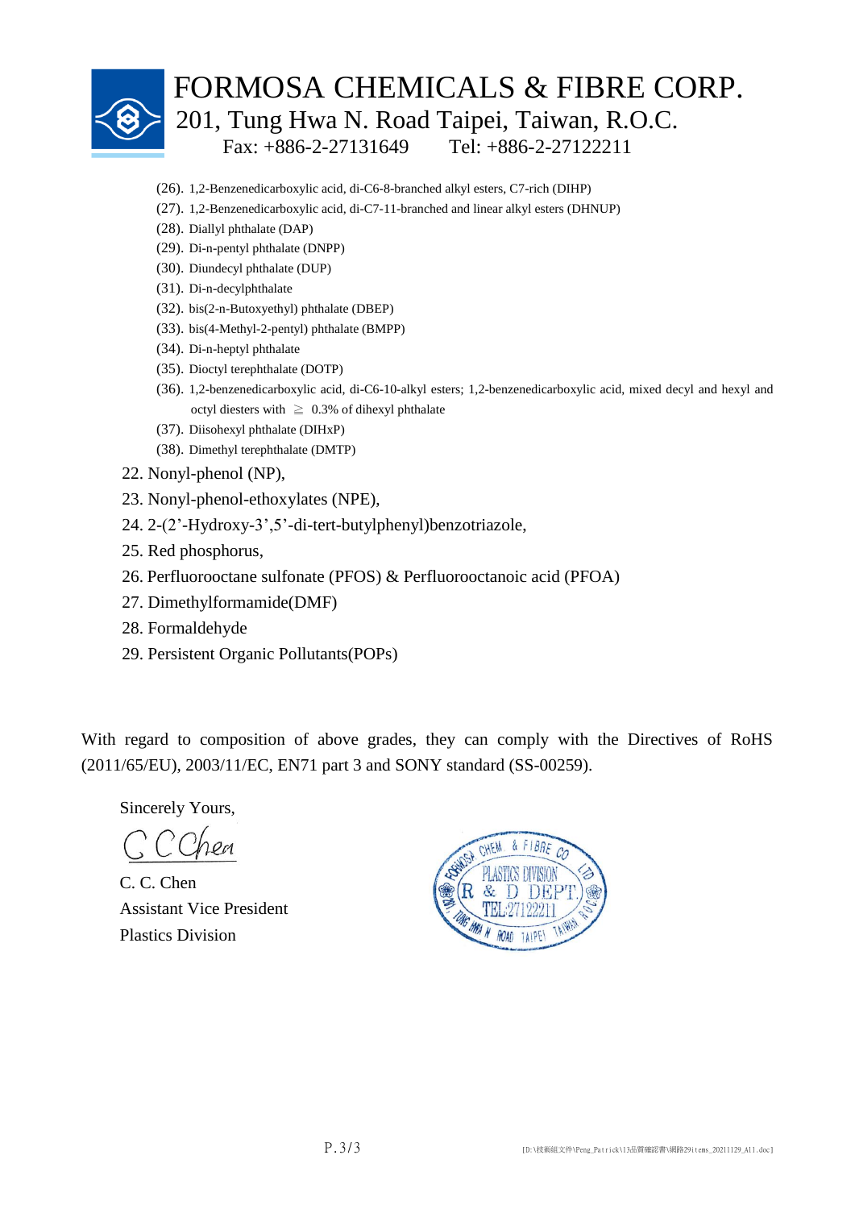# FORMOSA CHEMICALS & FIBRE CORP.

201, Tung Hwa N. Road Taipei, Taiwan, R.O.C.

Fax: +886-2-27131649 Tel: +886-2-27122211

- (26). 1,2-Benzenedicarboxylic acid, di-C6-8-branched alkyl esters, C7-rich (DIHP)
- (27). 1,2-Benzenedicarboxylic acid, di-C7-11-branched and linear alkyl esters (DHNUP)
- (28). Diallyl phthalate (DAP)
- (29). Di-n-pentyl phthalate (DNPP)
- (30). Diundecyl phthalate (DUP)
- (31). Di-n-decylphthalate
- (32). bis(2-n-Butoxyethyl) phthalate (DBEP)
- (33). bis(4-Methyl-2-pentyl) phthalate (BMPP)
- (34). Di-n-heptyl phthalate
- (35). Dioctyl terephthalate (DOTP)
- (36). 1,2-benzenedicarboxylic acid, di-C6-10-alkyl esters; 1,2-benzenedicarboxylic acid, mixed decyl and hexyl and octyl diesters with ≧ 0.3% of dihexyl phthalate
- (37). Diisohexyl phthalate (DIHxP)
- (38). Dimethyl terephthalate (DMTP)

22. Nonyl-phenol (NP),
23. Nonyl-phenol-ethoxylates (NPE),
24. 2-(2'-Hydroxy-3',5'-di-tert-butylphenyl)benzotriazole,
25. Red phosphorus,
26. Perfluorooctane sulfonate (PFOS) & Perfluorooctanoic acid (PFOA)
27. Dimethylformamide(DMF)
28. Formaldehyde
29. Persistent Organic Pollutants(POPs)

With regard to composition of above grades, they can comply with the Directives of RoHS (2011/65/EU), 2003/11/EC, EN71 part 3 and SONY standard (SS-00259).

Sincerely Yours,

C C Chen

C. C. Chen
Assistant Vice President
Plastics Division

FORMOSA CHEM & FIBRE CO LTD
PLASTICS DIVISION
R & D DEPT.
TEL:27122211
201, TUNG HWA N ROAD TAIPEI TAIWAN R.O.C.

[D:\技術組文件\Peng_Patrick\13品質確認書\網路29items_20211129_All.doc]